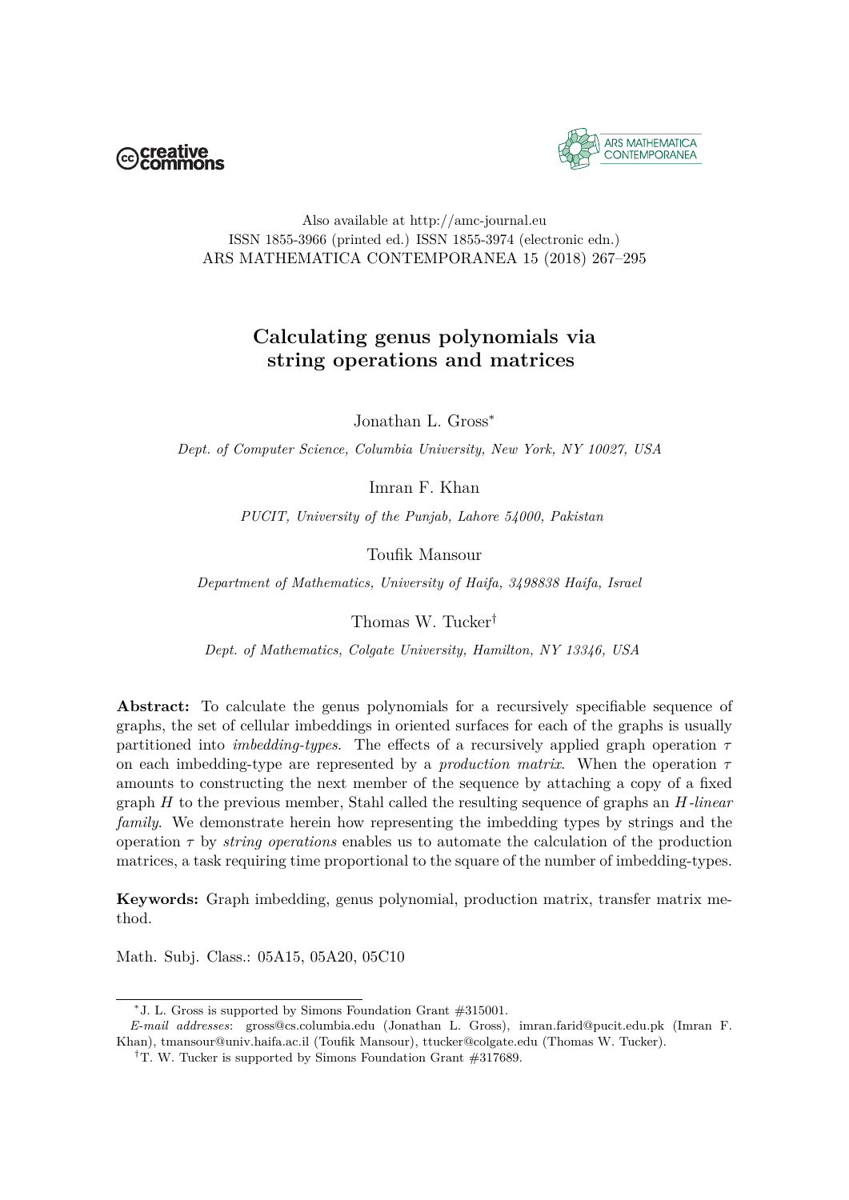Also available at http://amc-journal.eu
ISSN 1855-3966 (printed ed.) ISSN 1855-3974 (electronic edn.)

# Calculating genus polynomials via string operations and matrices

Jonathan L. Gross[*]

*Dept. of Computer Science, Columbia University, New York, NY 10027, USA*

Imran F. Khan

*PUCIT, University of the Punjab, Lahore 54000, Pakistan*

Toufik Mansour

*Department of Mathematics, University of Haifa, 3498838 Haifa, Israel*

Thomas W. Tucker[†]

*Dept. of Mathematics, Colgate University, Hamilton, NY 13346, USA*

**Abstract:** To calculate the genus polynomials for a recursively specifiable sequence of graphs, the set of cellular imbeddings in oriented surfaces for each of the graphs is usually partitioned into *imbedding-types*. The effects of a recursively applied graph operation $\tau$ on each imbedding-type are represented by a *production matrix*. When the operation $\tau$ amounts to constructing the next member of the sequence by attaching a copy of a fixed graph $H$ to the previous member, Stahl called the resulting sequence of graphs an *$H$-linear family*. We demonstrate herein how representing the imbedding types by strings and the operation $\tau$ by *string operations* enables us to automate the calculation of the production matrices, a task requiring time proportional to the square of the number of imbedding-types.

**Keywords:** Graph imbedding, genus polynomial, production matrix, transfer matrix method.

Math. Subj. Class.: 05A15, 05A20, 05C10

---

[*] J. L. Gross is supported by Simons Foundation Grant #315001.

*E-mail addresses*: gross@cs.columbia.edu (Jonathan L. Gross), imran.farid@pucit.edu.pk (Imran F. Khan), tmansour@univ.haifa.ac.il (Toufik Mansour), ttucker@colgate.edu (Thomas W. Tucker).

[†] T. W. Tucker is supported by Simons Foundation Grant #317689.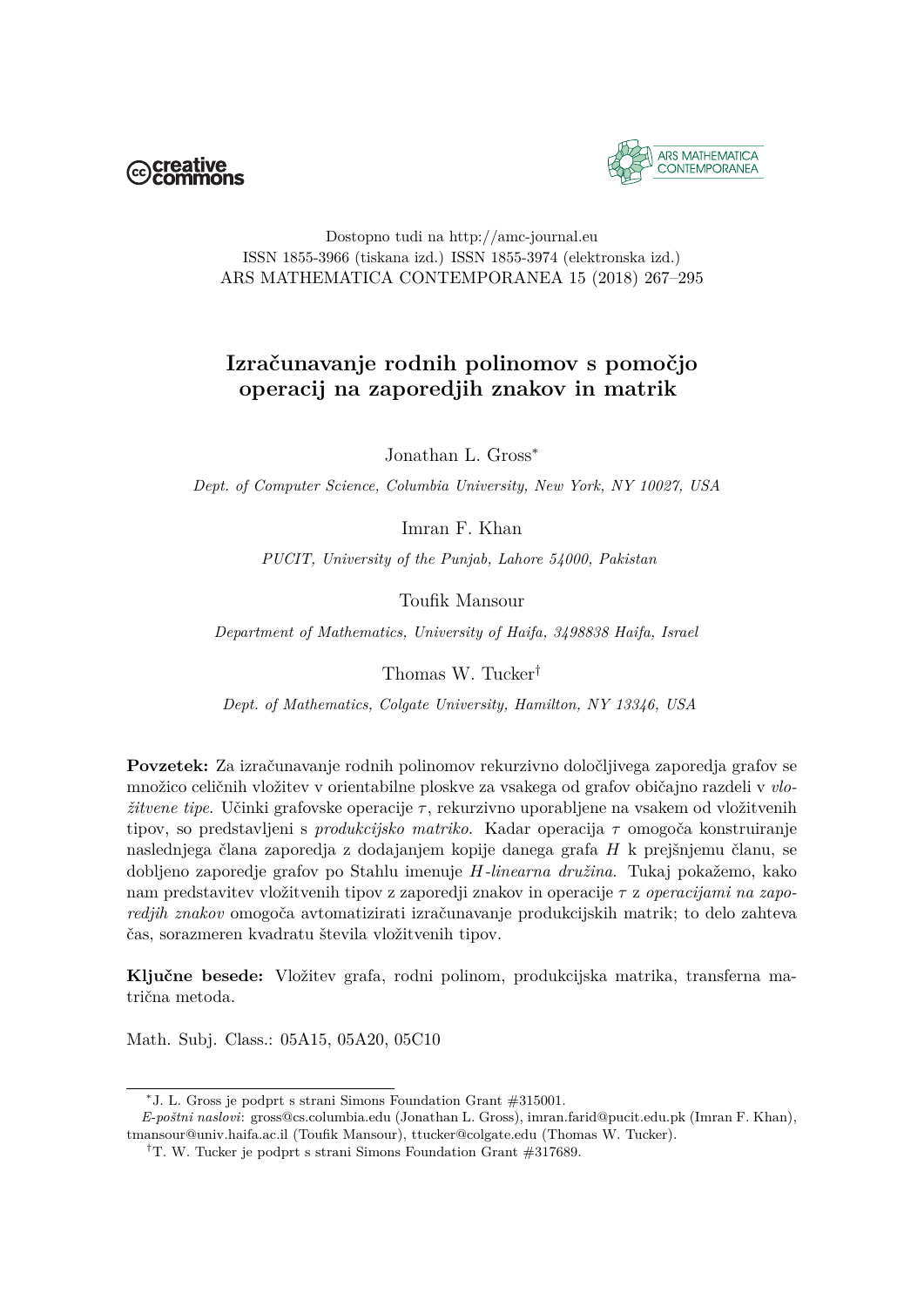Dostopno tudi na http://amc-journal.eu
ISSN 1855-3966 (tiskana izd.) ISSN 1855-3974 (elektronska izd.)
ARS MATHEMATICA CONTEMPORANEA 15 (2018) 267–295

# Izračunavanje rodnih polinomov s pomočjo operacij na zaporedjih znakov in matrik

Jonathan L. Gross*

*Dept. of Computer Science, Columbia University, New York, NY 10027, USA*

Imran F. Khan

*PUCIT, University of the Punjab, Lahore 54000, Pakistan*

Toufik Mansour

*Department of Mathematics, University of Haifa, 3498838 Haifa, Israel*

Thomas W. Tucker†

*Dept. of Mathematics, Colgate University, Hamilton, NY 13346, USA*

**Povzetek:** Za izračunavanje rodnih polinomov rekurzivno določljivega zaporedja grafov se množico celičnih vložitev v orientabilne ploskve za vsakega od grafov običajno razdeli v *vložitvene tipe*. Učinki grafovske operacije $\tau$, rekurzivno uporabljene na vsakem od vložitvenih tipov, so predstavljeni s *produkcijsko matriko*. Kadar operacija $\tau$ omogoča konstruiranje naslednjega člana zaporedja z dodajanjem kopije danega grafa $H$ k prejšnjemu členu, se dobljeno zaporedje grafov po Stahlu imenuje *$H$-linearna družina*. Tukaj pokažemo, kako nam predstavitev vložitvenih tipov z zaporedji znakov in operacije $\tau$ z *operacijami na zaporedjih znakov* omogoča avtomatizirati izračunavanje produkcijskih matrik; to delo zahteva čas, sorazmeren kvadratu števila vložitvenih tipov.

**Ključne besede:** Vložitev grafa, rodni polinom, produkcijska matrika, transferna matrična metoda.

Math. Subj. Class.: 05A15, 05A20, 05C10

*J. L. Gross je podprt s strani Simons Foundation Grant #315001.

*E-poštni naslovi*: gross@cs.columbia.edu (Jonathan L. Gross), imran.farid@pucit.edu.pk (Imran F. Khan), tmansour@univ.haifa.ac.il (Toufik Mansour), ttucker@colgate.edu (Thomas W. Tucker).

†T. W. Tucker je podprt s strani Simons Foundation Grant #317689.